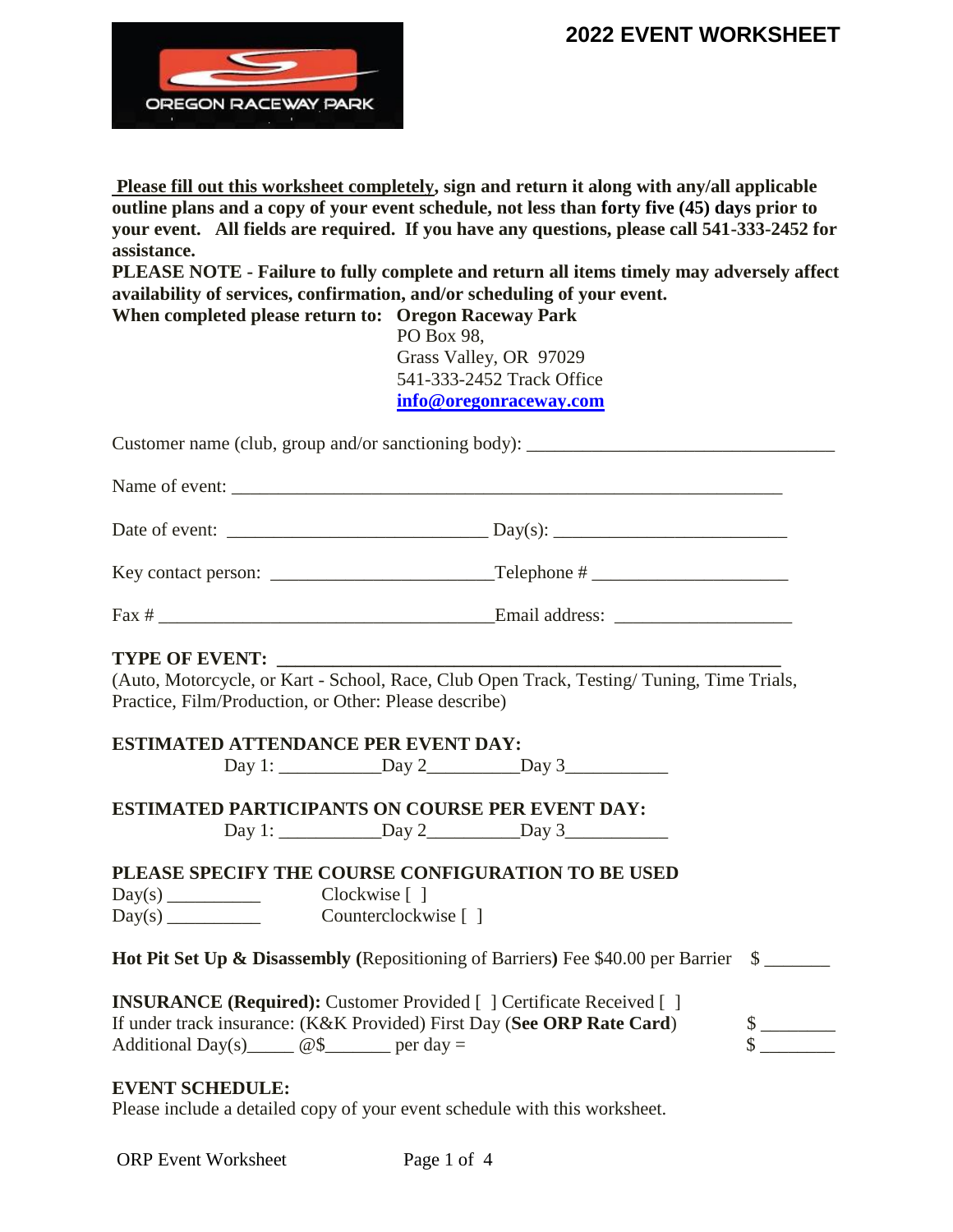# 2022 EVENT WORKSHEET

OREGON RACEWAY PARK

**Please fill out this worksheet completely, sign and return it along with any/all applicable outline plans and a copy of your event schedule, not less than forty five (45) days prior to your event. All fields are required. If you have any questions, please call 541-333-2452 for assistance.**

**PLEASE NOTE - Failure to fully complete and return all items timely may adversely affect availability of services, confirmation, and/or scheduling of your event.**

**When completed please return to: Oregon Raceway Park**
PO Box 98,
Grass Valley, OR 97029
541-333-2452 Track Office
info@oregonraceway.com

Customer name (club, group and/or sanctioning body): ________________________________

Name of event: ______________________________________________________________

Date of event: ___________________________ Day(s): ________________________

Key contact person: ______________________Telephone # ____________________

Fax # ____________________________________Email address: __________________

**TYPE OF EVENT: ______________________________________________________**
(Auto, Motorcycle, or Kart - School, Race, Club Open Track, Testing/ Tuning, Time Trials, Practice, Film/Production, or Other: Please describe)

**ESTIMATED ATTENDANCE PER EVENT DAY:**
Day 1: __________Day 2_________Day 3__________

**ESTIMATED PARTICIPANTS ON COURSE PER EVENT DAY:**
Day 1: __________Day 2_________Day 3__________

**PLEASE SPECIFY THE COURSE CONFIGURATION TO BE USED**
Day(s) _________ Clockwise [ ]
Day(s) _________ Counterclockwise [ ]

**Hot Pit Set Up & Disassembly (**Repositioning of Barriers**)** Fee $40.00 per Barrier $ _______

**INSURANCE (Required):** Customer Provided [ ] Certificate Received [ ]
If under track insurance: (K&K Provided) First Day (**See ORP Rate Card**) $ ________
Additional Day(s)_____ @$_______ per day = $ ________

**EVENT SCHEDULE:**
Please include a detailed copy of your event schedule with this worksheet.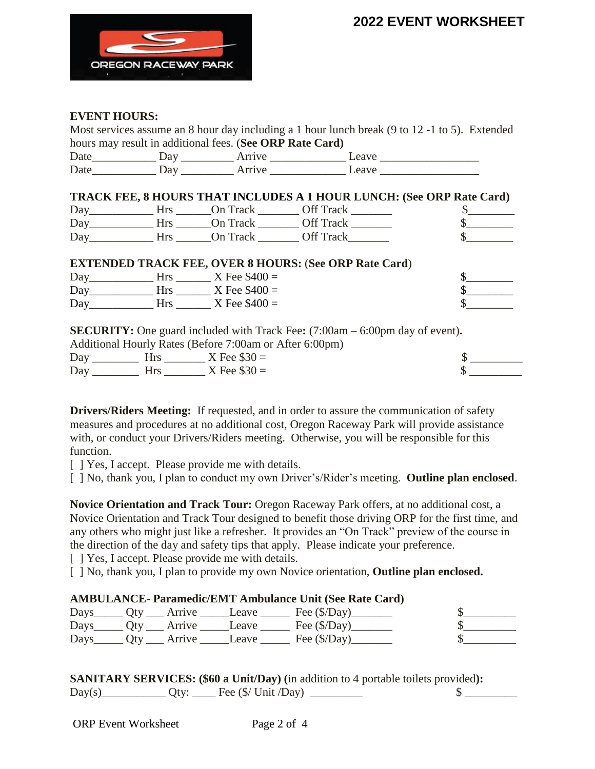# 2022 EVENT WORKSHEET

**EVENT HOURS:**

Most services assume an 8 hour day including a 1 hour lunch break (9 to 12 -1 to 5). Extended hours may result in additional fees. (**See ORP Rate Card)**

Date___________ Day _________ Arrive _____________ Leave _________________

Date___________ Day _________ Arrive _____________ Leave _________________

**TRACK FEE, 8 HOURS THAT INCLUDES A 1 HOUR LUNCH: (See ORP Rate Card)**

Day___________ Hrs ______On Track _______ Off Track _______ $________

Day___________ Hrs ______On Track _______ Off Track _______ $________

Day___________ Hrs ______On Track _______ Off Track_______ $________

**EXTENDED TRACK FEE, OVER 8 HOURS:** (**See ORP Rate Card**)

Day___________ Hrs ______ X Fee $400 = $________

Day___________ Hrs ______ X Fee $400 = $________

Day___________ Hrs ______ X Fee $400 = $________

**SECURITY:** One guard included with Track Fee**:** (7:00am – 6:00pm day of event)**.**

Additional Hourly Rates (Before 7:00am or After 6:00pm)

Day ________ Hrs _______ X Fee $30 = $ _________

Day ________ Hrs _______ X Fee $30 = $ _________

**Drivers/Riders Meeting:** If requested, and in order to assure the communication of safety measures and procedures at no additional cost, Oregon Raceway Park will provide assistance with, or conduct your Drivers/Riders meeting. Otherwise, you will be responsible for this function.

[ ] Yes, I accept. Please provide me with details.

[ ] No, thank you, I plan to conduct my own Driver's/Rider's meeting. **Outline plan enclosed**.

**Novice Orientation and Track Tour:** Oregon Raceway Park offers, at no additional cost, a Novice Orientation and Track Tour designed to benefit those driving ORP for the first time, and any others who might just like a refresher. It provides an "On Track" preview of the course in the direction of the day and safety tips that apply. Please indicate your preference.

[ ] Yes, I accept. Please provide me with details.

[ ] No, thank you, I plan to provide my own Novice orientation, **Outline plan enclosed.**

**AMBULANCE- Paramedic/EMT Ambulance Unit (See Rate Card)**

Days_____ Qty ___ Arrive _____Leave _____ Fee ($/Day)_______ $_________

Days_____ Qty ___ Arrive _____Leave _____ Fee ($/Day)_______ $_________

Days_____ Qty ___ Arrive _____Leave _____ Fee ($/Day)_______ $_________

**SANITARY SERVICES: ($60 a Unit/Day) (**in addition to 4 portable toilets provided**):**

Day(s)___________ Qty: ____ Fee ($/ Unit /Day) _________ $ _________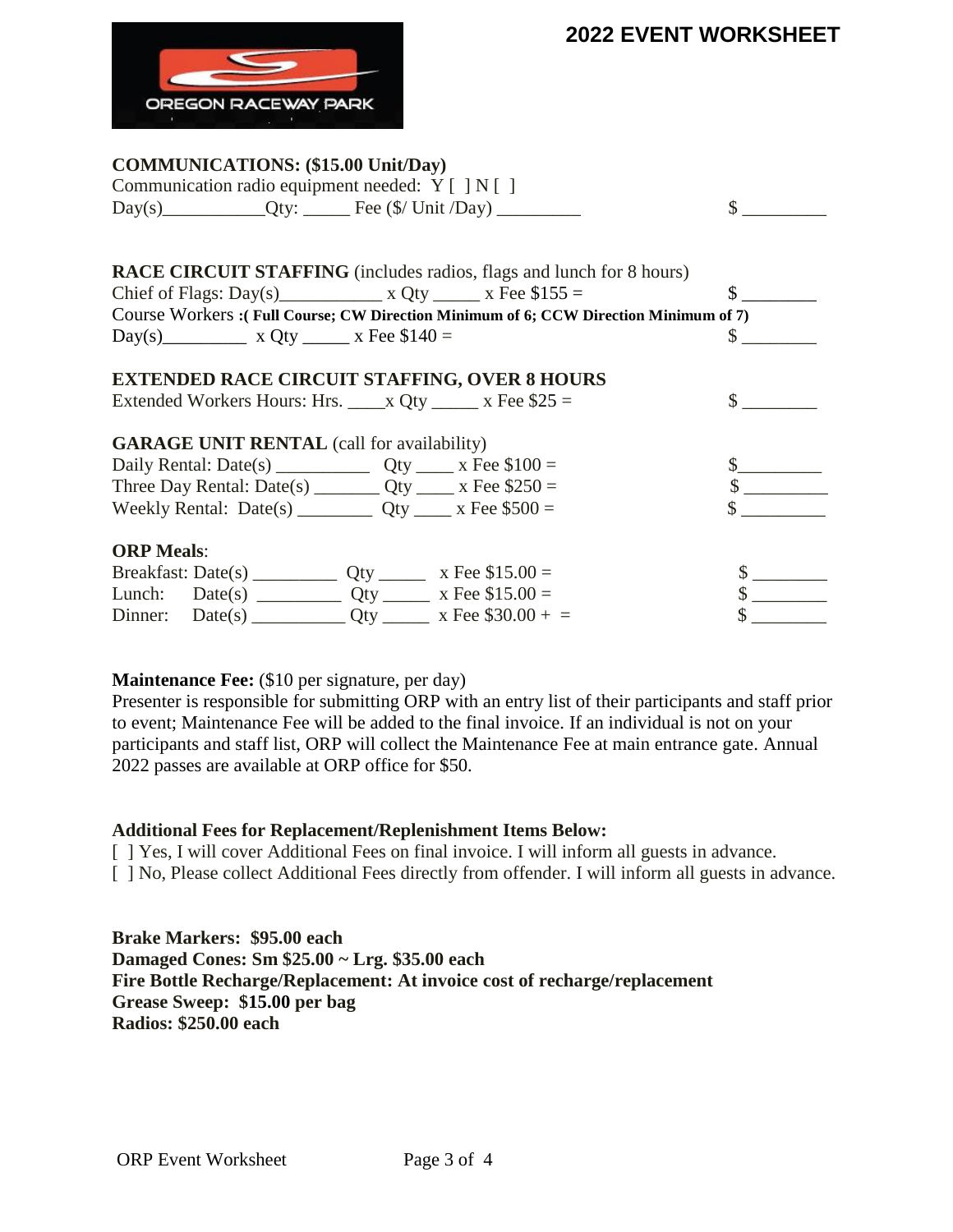# 2022 EVENT WORKSHEET

OREGON RACEWAY PARK

**COMMUNICATIONS: ($15.00 Unit/Day)**

Communication radio equipment needed: Y [ ] N [ ]

Day(s)___________Qty: _____ Fee ($/ Unit /Day) _________ $ _________

**RACE CIRCUIT STAFFING** (includes radios, flags and lunch for 8 hours)

Chief of Flags: Day(s)___________ x Qty _____ x Fee $155 = $ ________

Course Workers **:( Full Course; CW Direction Minimum of 6; CCW Direction Minimum of 7)**

Day(s)_________ x Qty _____ x Fee $140 = $ ________

**EXTENDED RACE CIRCUIT STAFFING, OVER 8 HOURS**

Extended Workers Hours: Hrs. ____x Qty _____ x Fee $25 = $ ________

**GARAGE UNIT RENTAL** (call for availability)

Daily Rental: Date(s) __________ Qty ____ x Fee $100 = $_________

Three Day Rental: Date(s) _______ Qty ____ x Fee $250 = $ _________

Weekly Rental: Date(s) ________ Qty ____ x Fee $500 = $ _________

**ORP Meals**:

Breakfast: Date(s) _________ Qty _____ x Fee $15.00 = $ ________

Lunch: Date(s) _________ Qty _____ x Fee $15.00 = $ ________

Dinner: Date(s) __________ Qty _____ x Fee $30.00 + = $ ________

**Maintenance Fee:** ($10 per signature, per day)

Presenter is responsible for submitting ORP with an entry list of their participants and staff prior to event; Maintenance Fee will be added to the final invoice. If an individual is not on your participants and staff list, ORP will collect the Maintenance Fee at main entrance gate. Annual 2022 passes are available at ORP office for $50.

**Additional Fees for Replacement/Replenishment Items Below:**

[ ] Yes, I will cover Additional Fees on final invoice. I will inform all guests in advance.

[ ] No, Please collect Additional Fees directly from offender. I will inform all guests in advance.

**Brake Markers: $95.00 each**

**Damaged Cones: Sm $25.00 ~ Lrg. $35.00 each**

**Fire Bottle Recharge/Replacement: At invoice cost of recharge/replacement**

**Grease Sweep: $15.00 per bag**

**Radios: $250.00 each**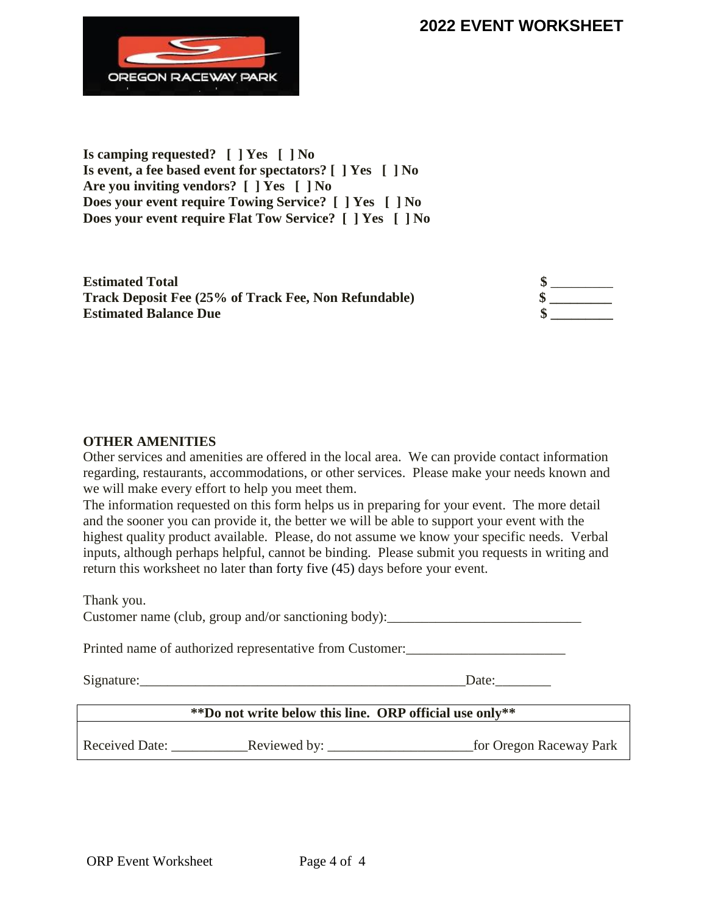# 2022 EVENT WORKSHEET

**Is camping requested? [ ] Yes [ ] No**
**Is event, a fee based event for spectators? [ ] Yes [ ] No**
**Are you inviting vendors? [ ] Yes [ ] No**
**Does your event require Towing Service? [ ] Yes [ ] No**
**Does your event require Flat Tow Service? [ ] Yes [ ] No**

| | |
|---|---|
| **Estimated Total** | **$** _________ |
| **Track Deposit Fee (25% of Track Fee, Non Refundable)** | **$** _________ |
| **Estimated Balance Due** | **$** _________ |

**OTHER AMENITIES**

Other services and amenities are offered in the local area. We can provide contact information regarding, restaurants, accommodations, or other services. Please make your needs known and we will make every effort to help you meet them.

The information requested on this form helps us in preparing for your event. The more detail and the sooner you can provide it, the better we will be able to support your event with the highest quality product available. Please, do not assume we know your specific needs. Verbal inputs, although perhaps helpful, cannot be binding. Please submit you requests in writing and return this worksheet no later than forty five (45) days before your event.

Thank you.

Customer name (club, group and/or sanctioning body):____________________________

Printed name of authorized representative from Customer:_______________________

Signature:________________________________________________Date:________

**\*\*Do not write below this line. ORP official use only\*\***

Received Date: ___________Reviewed by: ____________________for Oregon Raceway Park